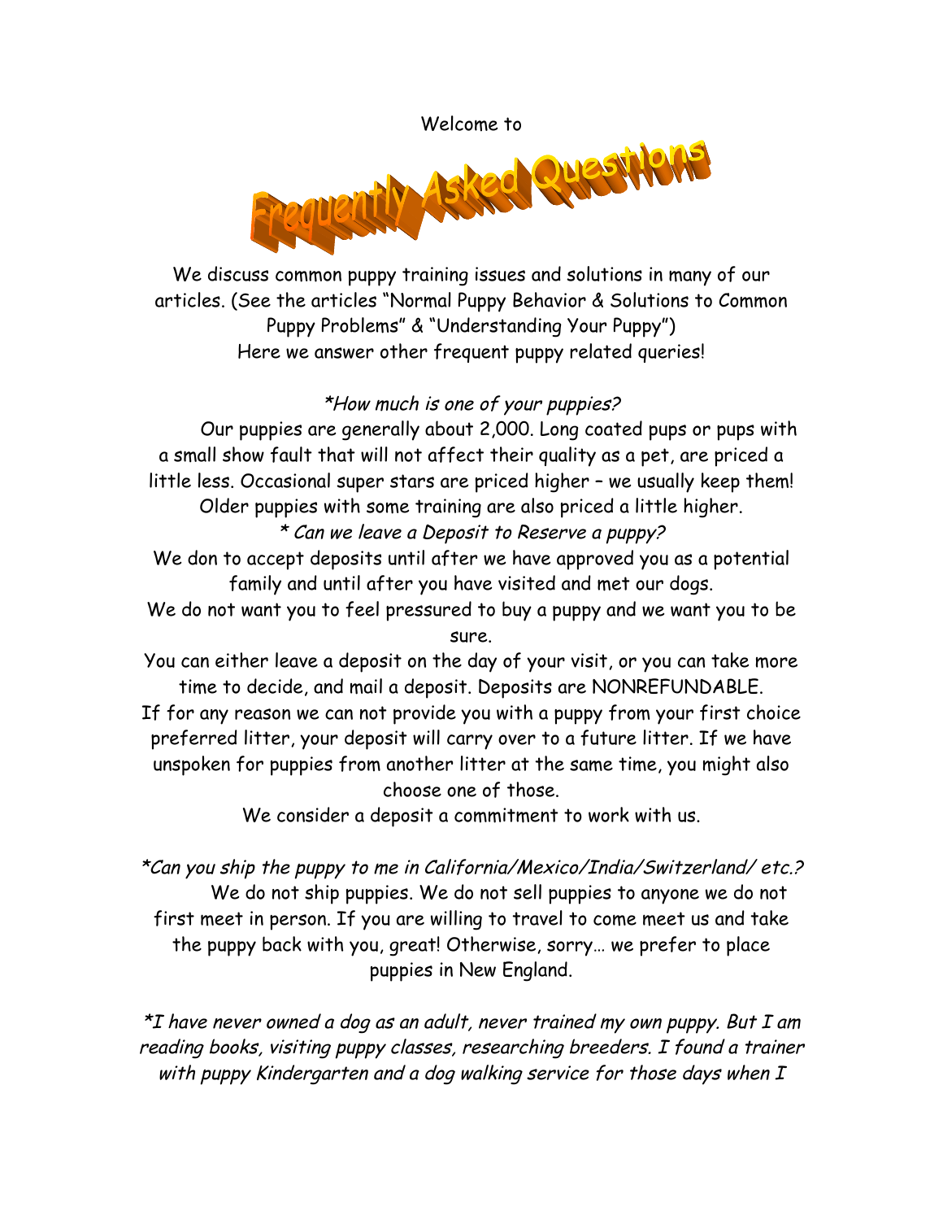Welcome to

# Frequently Asked Questions

We discuss common puppy training issues and solutions in many of our articles. (See the articles "Normal Puppy Behavior & Solutions to Common Puppy Problems" & "Understanding Your Puppy")
Here we answer other frequent puppy related queries!

*\*How much is one of your puppies?*

Our puppies are generally about 2,000. Long coated pups or pups with a small show fault that will not affect their quality as a pet, are priced a little less. Occasional super stars are priced higher – we usually keep them! Older puppies with some training are also priced a little higher.

*\* Can we leave a Deposit to Reserve a puppy?*

We don to accept deposits until after we have approved you as a potential family and until after you have visited and met our dogs.
We do not want you to feel pressured to buy a puppy and we want you to be sure.
You can either leave a deposit on the day of your visit, or you can take more time to decide, and mail a deposit. Deposits are NONREFUNDABLE.
If for any reason we can not provide you with a puppy from your first choice preferred litter, your deposit will carry over to a future litter. If we have unspoken for puppies from another litter at the same time, you might also choose one of those.
We consider a deposit a commitment to work with us.

*\*Can you ship the puppy to me in California/Mexico/India/Switzerland/ etc.?*

We do not ship puppies. We do not sell puppies to anyone we do not first meet in person. If you are willing to travel to come meet us and take the puppy back with you, great! Otherwise, sorry… we prefer to place puppies in New England.

*\*I have never owned a dog as an adult, never trained my own puppy. But I am reading books, visiting puppy classes, researching breeders. I found a trainer with puppy Kindergarten and a dog walking service for those days when I*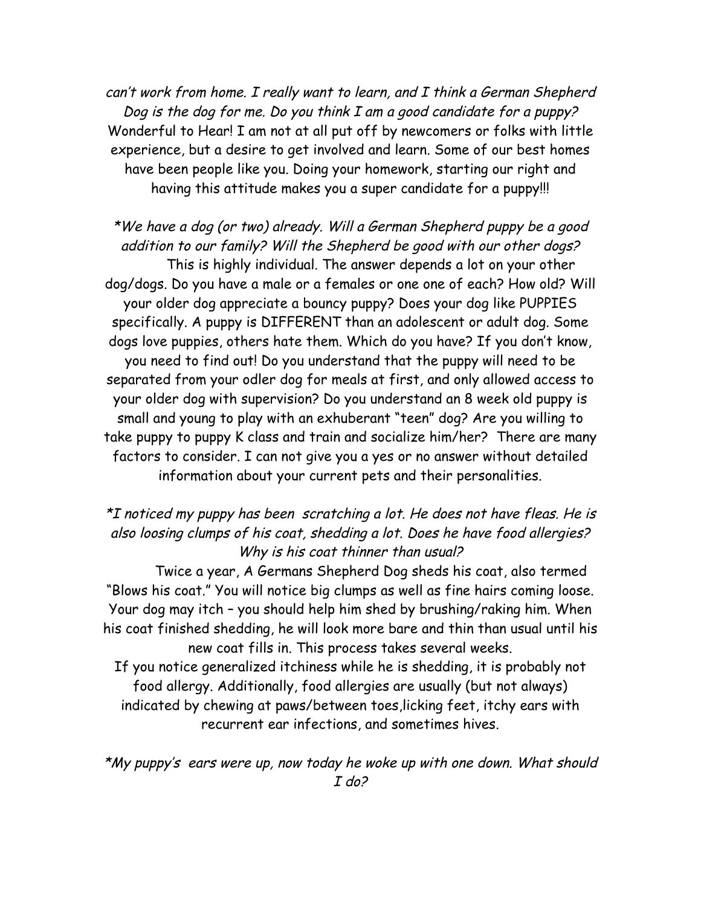*can't work from home. I really want to learn, and I think a German Shepherd Dog is the dog for me. Do you think I am a good candidate for a puppy?*
Wonderful to Hear! I am not at all put off by newcomers or folks with little experience, but a desire to get involved and learn. Some of our best homes have been people like you. Doing your homework, starting our right and having this attitude makes you a super candidate for a puppy!!!

*\*We have a dog (or two) already. Will a German Shepherd puppy be a good addition to our family? Will the Shepherd be good with our other dogs?*
This is highly individual. The answer depends a lot on your other dog/dogs. Do you have a male or a females or one one of each? How old? Will your older dog appreciate a bouncy puppy? Does your dog like PUPPIES specifically. A puppy is DIFFERENT than an adolescent or adult dog. Some dogs love puppies, others hate them. Which do you have? If you don't know, you need to find out! Do you understand that the puppy will need to be separated from your odler dog for meals at first, and only allowed access to your older dog with supervision? Do you understand an 8 week old puppy is small and young to play with an exhuberant "teen" dog? Are you willing to take puppy to puppy K class and train and socialize him/her? There are many factors to consider. I can not give you a yes or no answer without detailed information about your current pets and their personalities.

*\*I noticed my puppy has been scratching a lot. He does not have fleas. He is also loosing clumps of his coat, shedding a lot. Does he have food allergies? Why is his coat thinner than usual?*
Twice a year, A Germans Shepherd Dog sheds his coat, also termed "Blows his coat." You will notice big clumps as well as fine hairs coming loose. Your dog may itch – you should help him shed by brushing/raking him. When his coat finished shedding, he will look more bare and thin than usual until his new coat fills in. This process takes several weeks.
If you notice generalized itchiness while he is shedding, it is probably not food allergy. Additionally, food allergies are usually (but not always) indicated by chewing at paws/between toes,licking feet, itchy ears with recurrent ear infections, and sometimes hives.

*\*My puppy's ears were up, now today he woke up with one down. What should I do?*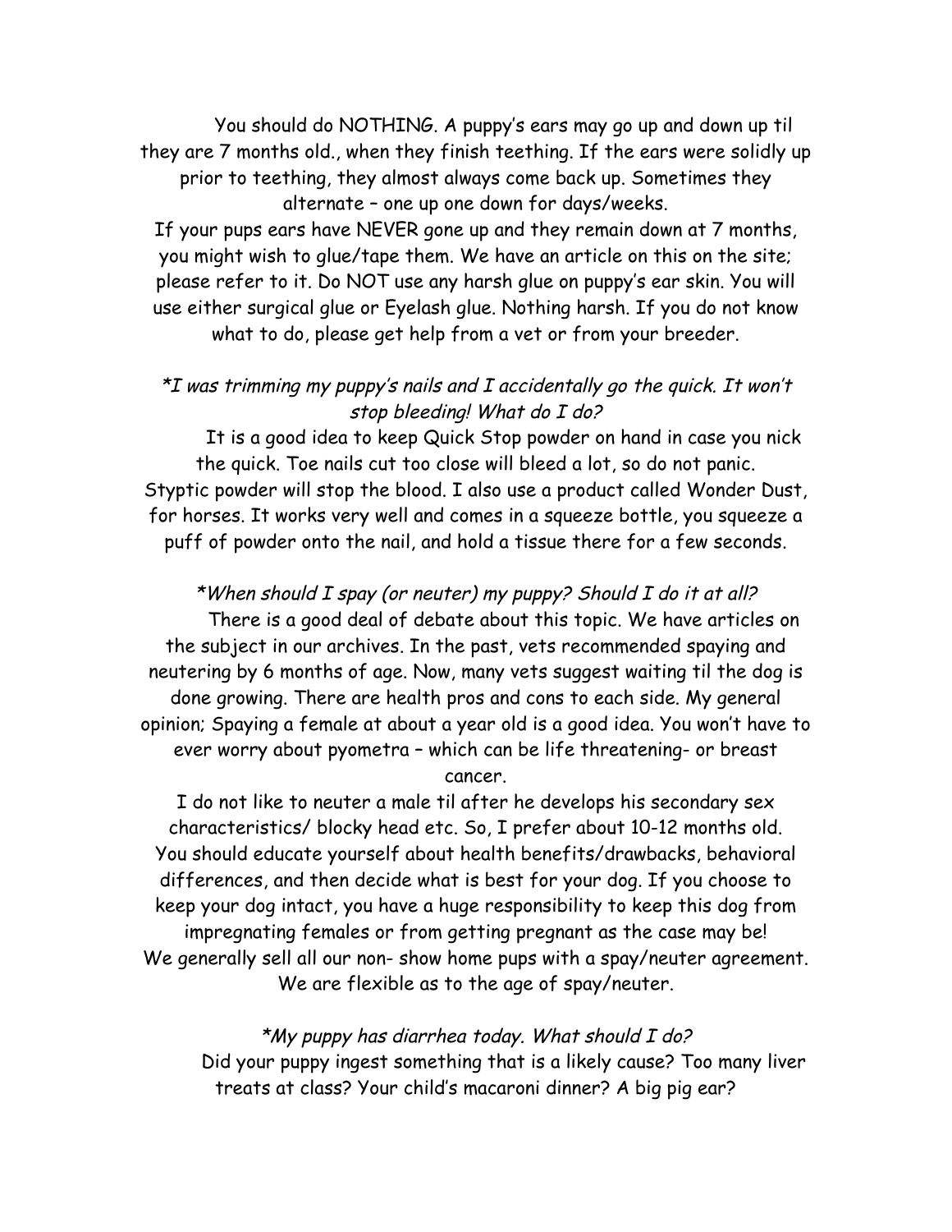You should do NOTHING. A puppy's ears may go up and down up til they are 7 months old., when they finish teething. If the ears were solidly up prior to teething, they almost always come back up. Sometimes they alternate – one up one down for days/weeks.

If your pups ears have NEVER gone up and they remain down at 7 months, you might wish to glue/tape them. We have an article on this on the site; please refer to it. Do NOT use any harsh glue on puppy's ear skin. You will use either surgical glue or Eyelash glue. Nothing harsh. If you do not know what to do, please get help from a vet or from your breeder.

*\*I was trimming my puppy's nails and I accidentally go the quick. It won't stop bleeding! What do I do?*

It is a good idea to keep Quick Stop powder on hand in case you nick the quick. Toe nails cut too close will bleed a lot, so do not panic. Styptic powder will stop the blood. I also use a product called Wonder Dust, for horses. It works very well and comes in a squeeze bottle, you squeeze a puff of powder onto the nail, and hold a tissue there for a few seconds.

*\*When should I spay (or neuter) my puppy? Should I do it at all?*

There is a good deal of debate about this topic. We have articles on the subject in our archives. In the past, vets recommended spaying and neutering by 6 months of age. Now, many vets suggest waiting til the dog is done growing. There are health pros and cons to each side. My general opinion; Spaying a female at about a year old is a good idea. You won't have to ever worry about pyometra – which can be life threatening- or breast cancer.

I do not like to neuter a male til after he develops his secondary sex characteristics/ blocky head etc. So, I prefer about 10-12 months old. You should educate yourself about health benefits/drawbacks, behavioral differences, and then decide what is best for your dog. If you choose to keep your dog intact, you have a huge responsibility to keep this dog from impregnating females or from getting pregnant as the case may be!

We generally sell all our non- show home pups with a spay/neuter agreement. We are flexible as to the age of spay/neuter.

*\*My puppy has diarrhea today. What should I do?*

Did your puppy ingest something that is a likely cause? Too many liver treats at class? Your child's macaroni dinner? A big pig ear?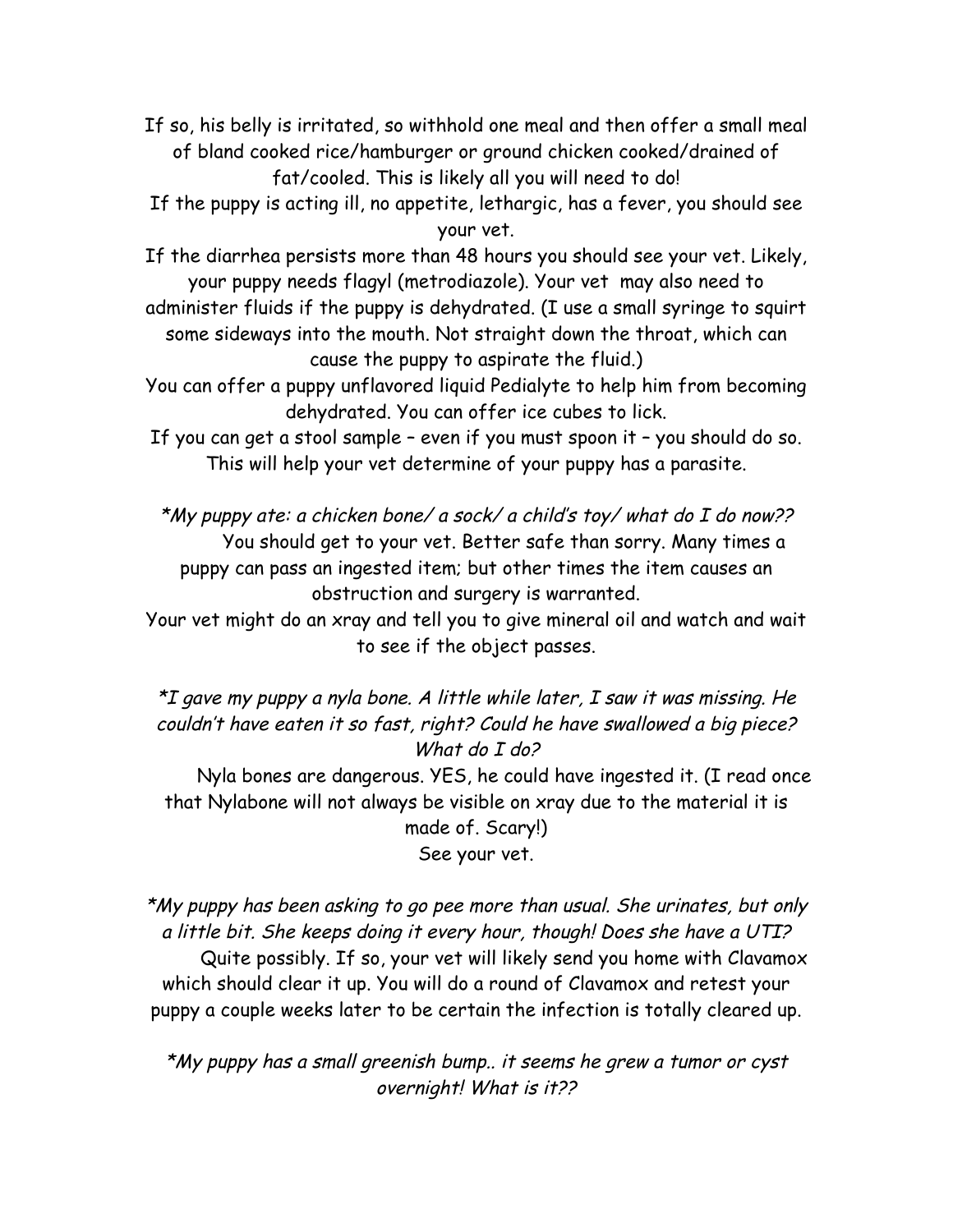If so, his belly is irritated, so withhold one meal and then offer a small meal of bland cooked rice/hamburger or ground chicken cooked/drained of fat/cooled. This is likely all you will need to do!

If the puppy is acting ill, no appetite, lethargic, has a fever, you should see your vet.

If the diarrhea persists more than 48 hours you should see your vet. Likely, your puppy needs flagyl (metrodiazole). Your vet may also need to administer fluids if the puppy is dehydrated. (I use a small syringe to squirt some sideways into the mouth. Not straight down the throat, which can cause the puppy to aspirate the fluid.)

You can offer a puppy unflavored liquid Pedialyte to help him from becoming dehydrated. You can offer ice cubes to lick.

If you can get a stool sample – even if you must spoon it – you should do so. This will help your vet determine of your puppy has a parasite.

*\*My puppy ate: a chicken bone/ a sock/ a child's toy/ what do I do now??*

You should get to your vet. Better safe than sorry. Many times a puppy can pass an ingested item; but other times the item causes an obstruction and surgery is warranted.

Your vet might do an xray and tell you to give mineral oil and watch and wait to see if the object passes.

*\*I gave my puppy a nyla bone. A little while later, I saw it was missing. He couldn't have eaten it so fast, right? Could he have swallowed a big piece? What do I do?*

Nyla bones are dangerous. YES, he could have ingested it. (I read once that Nylabone will not always be visible on xray due to the material it is made of. Scary!)

See your vet.

*\*My puppy has been asking to go pee more than usual. She urinates, but only a little bit. She keeps doing it every hour, though! Does she have a UTI?*

Quite possibly. If so, your vet will likely send you home with Clavamox which should clear it up. You will do a round of Clavamox and retest your puppy a couple weeks later to be certain the infection is totally cleared up.

*\*My puppy has a small greenish bump.. it seems he grew a tumor or cyst overnight! What is it??*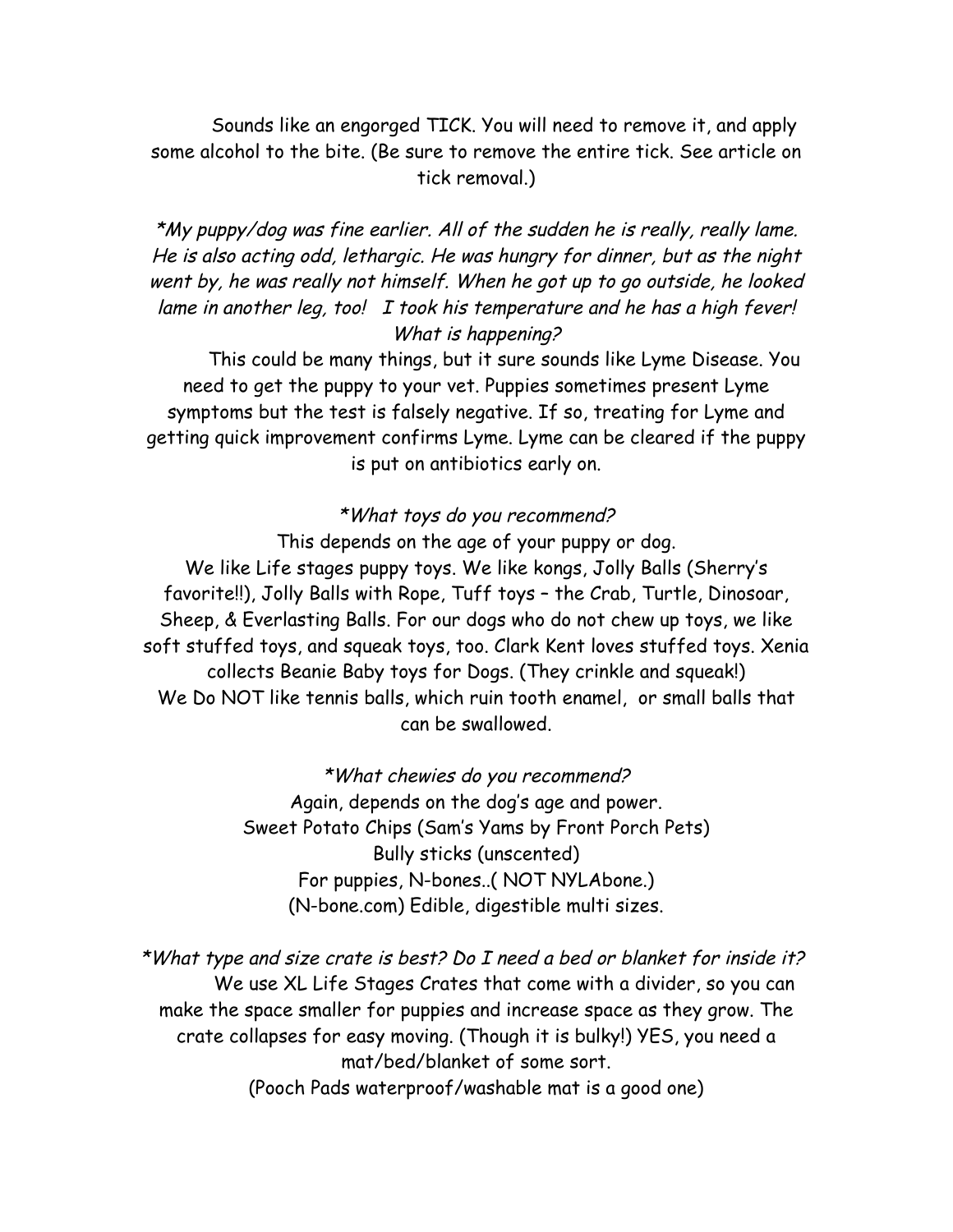Sounds like an engorged TICK. You will need to remove it, and apply some alcohol to the bite. (Be sure to remove the entire tick. See article on tick removal.)

*\*My puppy/dog was fine earlier. All of the sudden he is really, really lame. He is also acting odd, lethargic. He was hungry for dinner, but as the night went by, he was really not himself. When he got up to go outside, he looked lame in another leg, too! I took his temperature and he has a high fever! What is happening?*

This could be many things, but it sure sounds like Lyme Disease. You need to get the puppy to your vet. Puppies sometimes present Lyme symptoms but the test is falsely negative. If so, treating for Lyme and getting quick improvement confirms Lyme. Lyme can be cleared if the puppy is put on antibiotics early on.

*\*What toys do you recommend?*

This depends on the age of your puppy or dog.
We like Life stages puppy toys. We like kongs, Jolly Balls (Sherry's favorite!!), Jolly Balls with Rope, Tuff toys – the Crab, Turtle, Dinosoar, Sheep, & Everlasting Balls. For our dogs who do not chew up toys, we like soft stuffed toys, and squeak toys, too. Clark Kent loves stuffed toys. Xenia collects Beanie Baby toys for Dogs. (They crinkle and squeak!)
We Do NOT like tennis balls, which ruin tooth enamel, or small balls that can be swallowed.

*\*What chewies do you recommend?*

Again, depends on the dog's age and power.
Sweet Potato Chips (Sam's Yams by Front Porch Pets)
Bully sticks (unscented)
For puppies, N-bones..( NOT NYLAbone.)
(N-bone.com) Edible, digestible multi sizes.

*\*What type and size crate is best? Do I need a bed or blanket for inside it?*

We use XL Life Stages Crates that come with a divider, so you can make the space smaller for puppies and increase space as they grow. The crate collapses for easy moving. (Though it is bulky!) YES, you need a mat/bed/blanket of some sort.
(Pooch Pads waterproof/washable mat is a good one)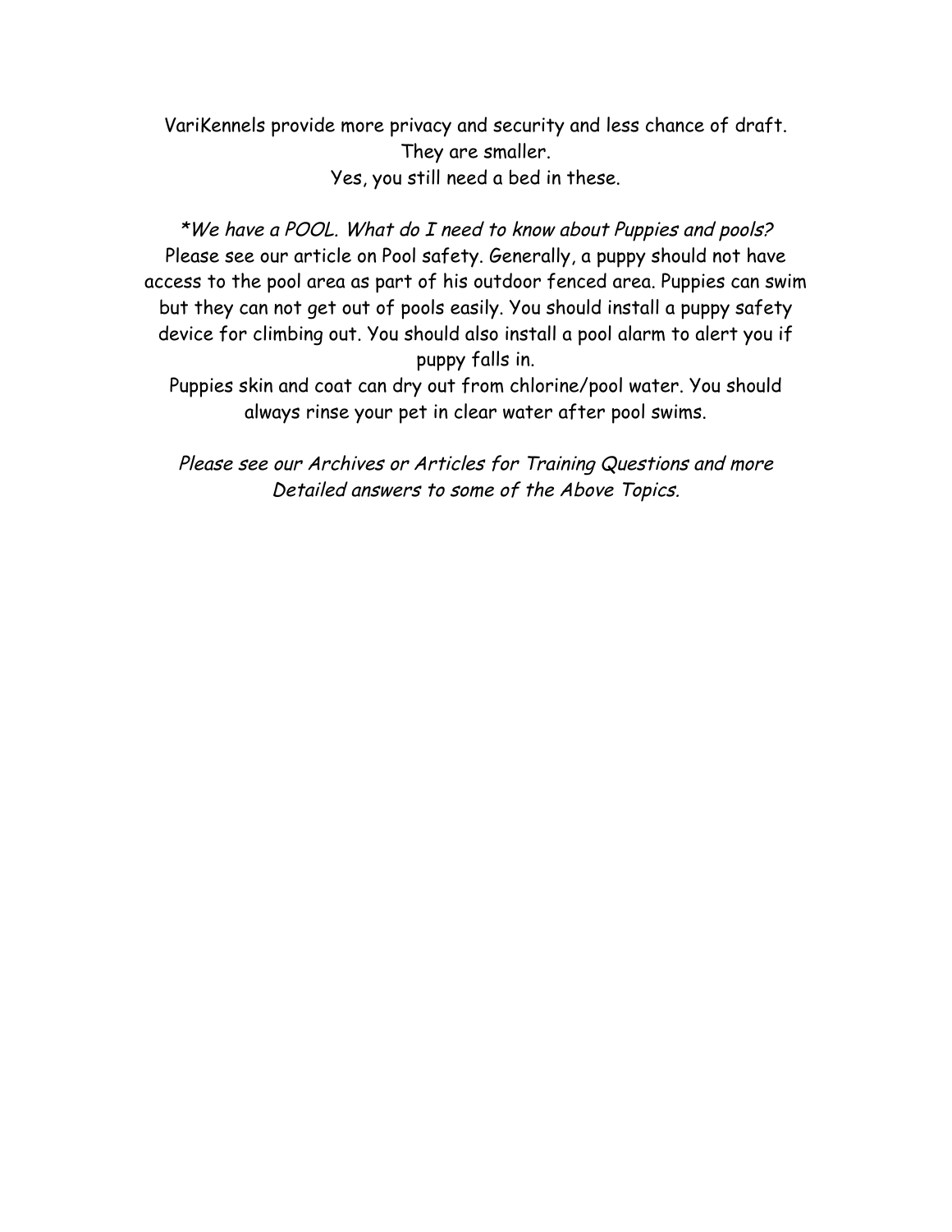VariKennels provide more privacy and security and less chance of draft.
They are smaller.
Yes, you still need a bed in these.

*\*We have a POOL. What do I need to know about Puppies and pools?*
Please see our article on Pool safety. Generally, a puppy should not have access to the pool area as part of his outdoor fenced area. Puppies can swim but they can not get out of pools easily. You should install a puppy safety device for climbing out. You should also install a pool alarm to alert you if puppy falls in.
Puppies skin and coat can dry out from chlorine/pool water. You should always rinse your pet in clear water after pool swims.

*Please see our Archives or Articles for Training Questions and more Detailed answers to some of the Above Topics.*